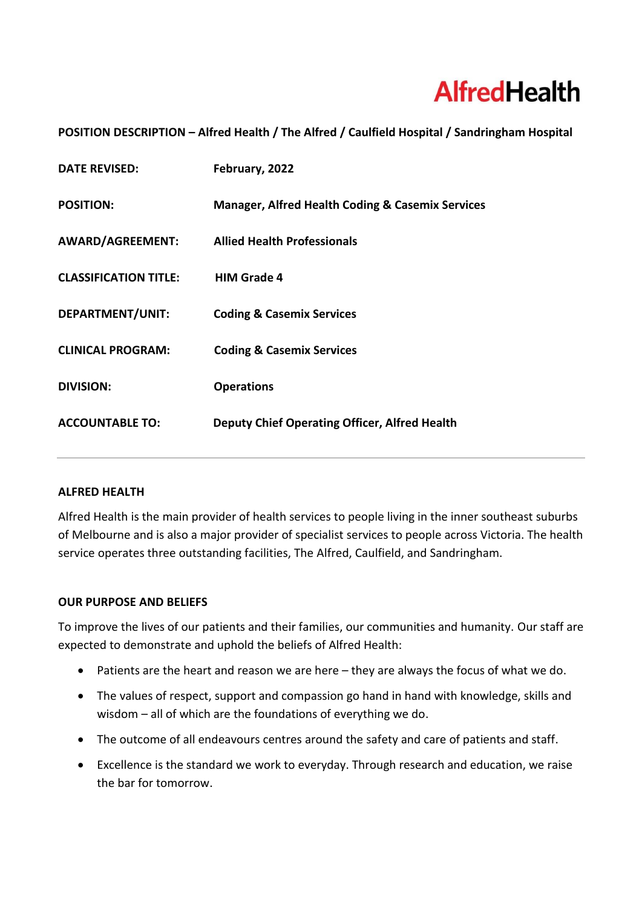**AlfredHealth**

**POSITION DESCRIPTION – Alfred Health / The Alfred / Caulfield Hospital / Sandringham Hospital**

| | |
|---|---|
| **DATE REVISED:** | **February, 2022** |
| **POSITION:** | **Manager, Alfred Health Coding & Casemix Services** |
| **AWARD/AGREEMENT:** | **Allied Health Professionals** |
| **CLASSIFICATION TITLE:** | **HIM Grade 4** |
| **DEPARTMENT/UNIT:** | **Coding & Casemix Services** |
| **CLINICAL PROGRAM:** | **Coding & Casemix Services** |
| **DIVISION:** | **Operations** |
| **ACCOUNTABLE TO:** | **Deputy Chief Operating Officer, Alfred Health** |

---

## ALFRED HEALTH

Alfred Health is the main provider of health services to people living in the inner southeast suburbs of Melbourne and is also a major provider of specialist services to people across Victoria. The health service operates three outstanding facilities, The Alfred, Caulfield, and Sandringham.

## OUR PURPOSE AND BELIEFS

To improve the lives of our patients and their families, our communities and humanity. Our staff are expected to demonstrate and uphold the beliefs of Alfred Health:

- Patients are the heart and reason we are here – they are always the focus of what we do.
- The values of respect, support and compassion go hand in hand with knowledge, skills and wisdom – all of which are the foundations of everything we do.
- The outcome of all endeavours centres around the safety and care of patients and staff.
- Excellence is the standard we work to everyday. Through research and education, we raise the bar for tomorrow.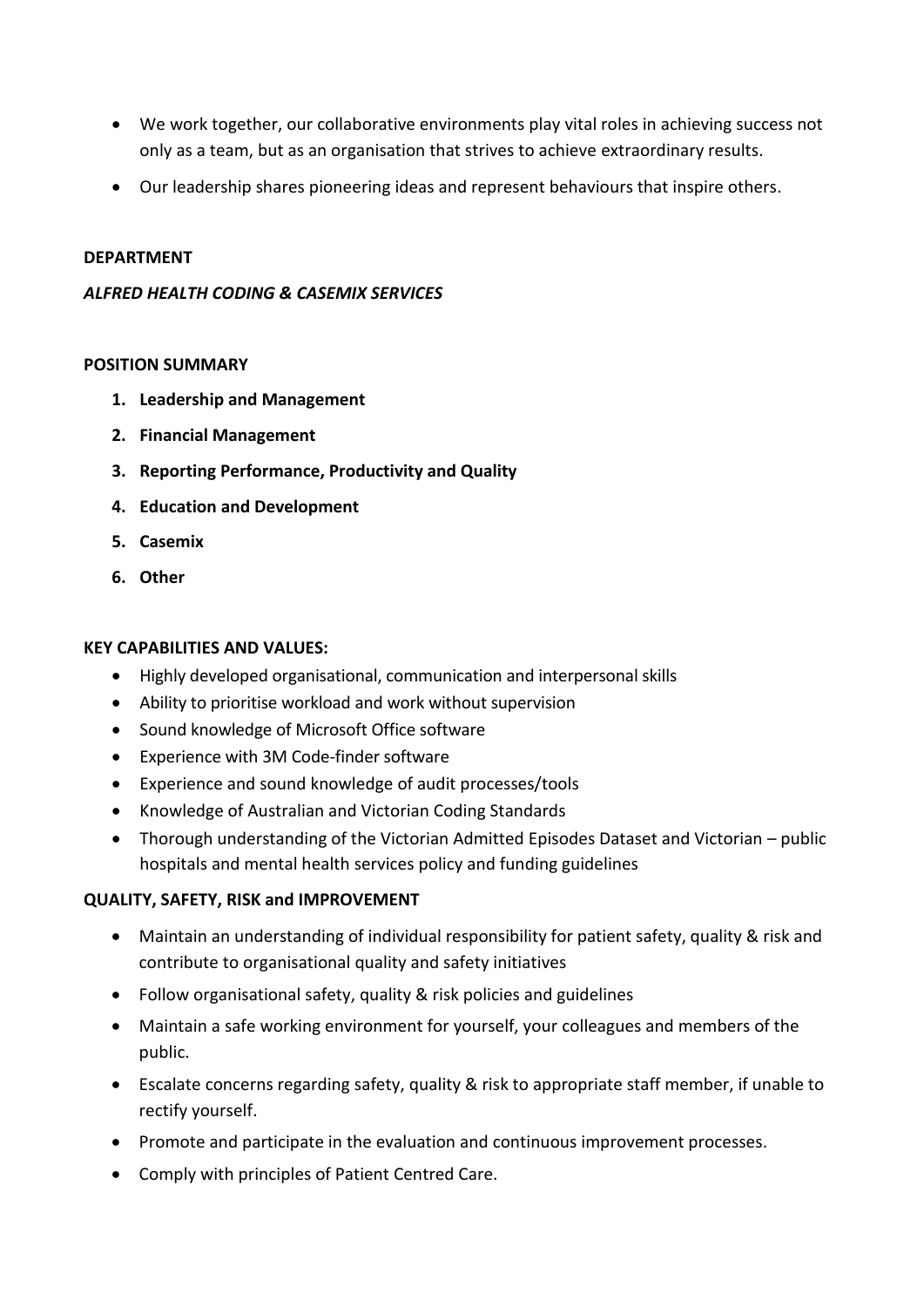- We work together, our collaborative environments play vital roles in achieving success not only as a team, but as an organisation that strives to achieve extraordinary results.
- Our leadership shares pioneering ideas and represent behaviours that inspire others.

**DEPARTMENT**

***ALFRED HEALTH CODING & CASEMIX SERVICES***

**POSITION SUMMARY**

1. **Leadership and Management**
2. **Financial Management**
3. **Reporting Performance, Productivity and Quality**
4. **Education and Development**
5. **Casemix**
6. **Other**

**KEY CAPABILITIES AND VALUES:**

- Highly developed organisational, communication and interpersonal skills
- Ability to prioritise workload and work without supervision
- Sound knowledge of Microsoft Office software
- Experience with 3M Code-finder software
- Experience and sound knowledge of audit processes/tools
- Knowledge of Australian and Victorian Coding Standards
- Thorough understanding of the Victorian Admitted Episodes Dataset and Victorian – public hospitals and mental health services policy and funding guidelines

**QUALITY, SAFETY, RISK and IMPROVEMENT**

- Maintain an understanding of individual responsibility for patient safety, quality & risk and contribute to organisational quality and safety initiatives
- Follow organisational safety, quality & risk policies and guidelines
- Maintain a safe working environment for yourself, your colleagues and members of the public.
- Escalate concerns regarding safety, quality & risk to appropriate staff member, if unable to rectify yourself.
- Promote and participate in the evaluation and continuous improvement processes.
- Comply with principles of Patient Centred Care.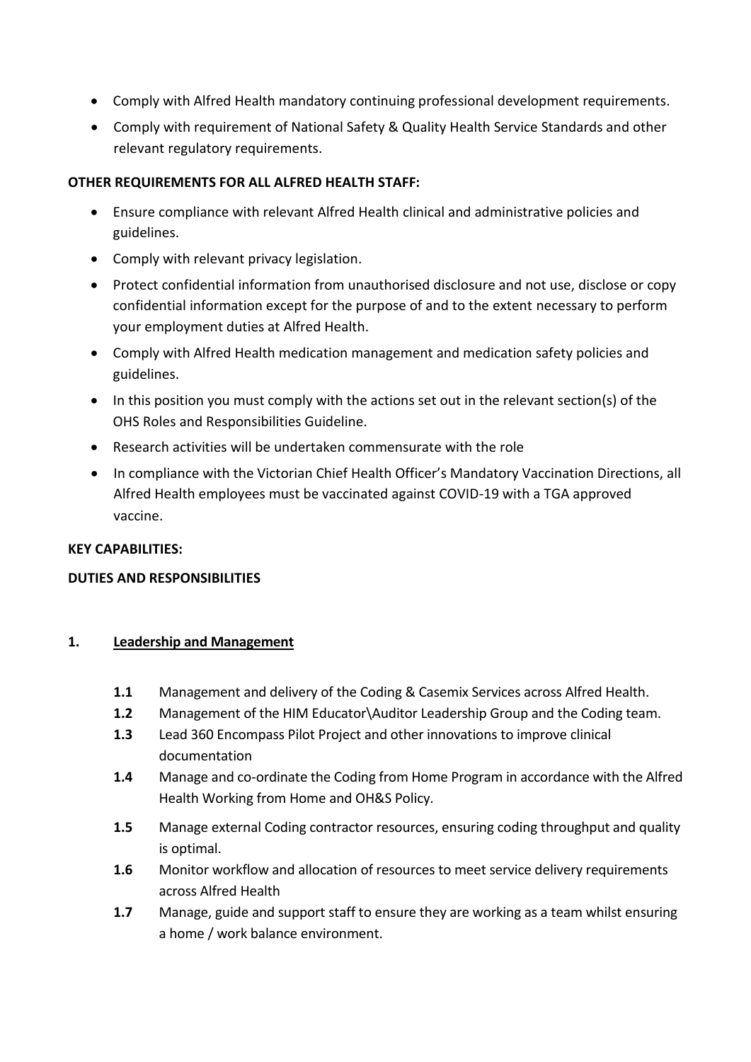- Comply with Alfred Health mandatory continuing professional development requirements.
- Comply with requirement of National Safety & Quality Health Service Standards and other relevant regulatory requirements.

**OTHER REQUIREMENTS FOR ALL ALFRED HEALTH STAFF:**

- Ensure compliance with relevant Alfred Health clinical and administrative policies and guidelines.
- Comply with relevant privacy legislation.
- Protect confidential information from unauthorised disclosure and not use, disclose or copy confidential information except for the purpose of and to the extent necessary to perform your employment duties at Alfred Health.
- Comply with Alfred Health medication management and medication safety policies and guidelines.
- In this position you must comply with the actions set out in the relevant section(s) of the OHS Roles and Responsibilities Guideline.
- Research activities will be undertaken commensurate with the role
- In compliance with the Victorian Chief Health Officer's Mandatory Vaccination Directions, all Alfred Health employees must be vaccinated against COVID-19 with a TGA approved vaccine.

**KEY CAPABILITIES:**

**DUTIES AND RESPONSIBILITIES**

**1. Leadership and Management**

**1.1** Management and delivery of the Coding & Casemix Services across Alfred Health.

**1.2** Management of the HIM Educator\Auditor Leadership Group and the Coding team.

**1.3** Lead 360 Encompass Pilot Project and other innovations to improve clinical documentation

**1.4** Manage and co-ordinate the Coding from Home Program in accordance with the Alfred Health Working from Home and OH&S Policy.

**1.5** Manage external Coding contractor resources, ensuring coding throughput and quality is optimal.

**1.6** Monitor workflow and allocation of resources to meet service delivery requirements across Alfred Health

**1.7** Manage, guide and support staff to ensure they are working as a team whilst ensuring a home / work balance environment.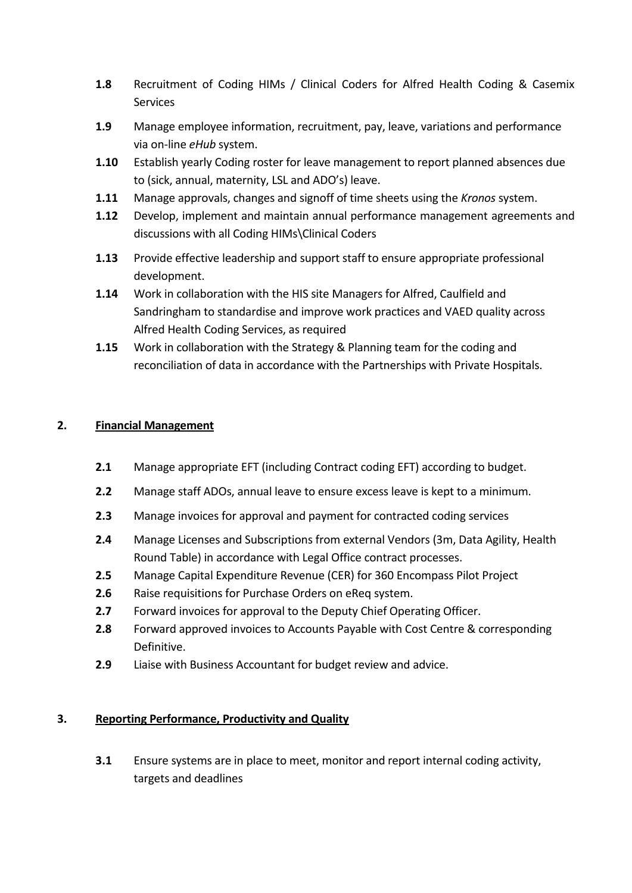**1.8** Recruitment of Coding HIMs / Clinical Coders for Alfred Health Coding & Casemix Services

**1.9** Manage employee information, recruitment, pay, leave, variations and performance via on-line *eHub* system.

**1.10** Establish yearly Coding roster for leave management to report planned absences due to (sick, annual, maternity, LSL and ADO's) leave.

**1.11** Manage approvals, changes and signoff of time sheets using the *Kronos* system.

**1.12** Develop, implement and maintain annual performance management agreements and discussions with all Coding HIMs\Clinical Coders

**1.13** Provide effective leadership and support staff to ensure appropriate professional development.

**1.14** Work in collaboration with the HIS site Managers for Alfred, Caulfield and Sandringham to standardise and improve work practices and VAED quality across Alfred Health Coding Services, as required

**1.15** Work in collaboration with the Strategy & Planning team for the coding and reconciliation of data in accordance with the Partnerships with Private Hospitals.

## 2. Financial Management

**2.1** Manage appropriate EFT (including Contract coding EFT) according to budget.

**2.2** Manage staff ADOs, annual leave to ensure excess leave is kept to a minimum.

**2.3** Manage invoices for approval and payment for contracted coding services

**2.4** Manage Licenses and Subscriptions from external Vendors (3m, Data Agility, Health Round Table) in accordance with Legal Office contract processes.

**2.5** Manage Capital Expenditure Revenue (CER) for 360 Encompass Pilot Project

**2.6** Raise requisitions for Purchase Orders on eReq system.

**2.7** Forward invoices for approval to the Deputy Chief Operating Officer.

**2.8** Forward approved invoices to Accounts Payable with Cost Centre & corresponding Definitive.

**2.9** Liaise with Business Accountant for budget review and advice.

## 3. Reporting Performance, Productivity and Quality

**3.1** Ensure systems are in place to meet, monitor and report internal coding activity, targets and deadlines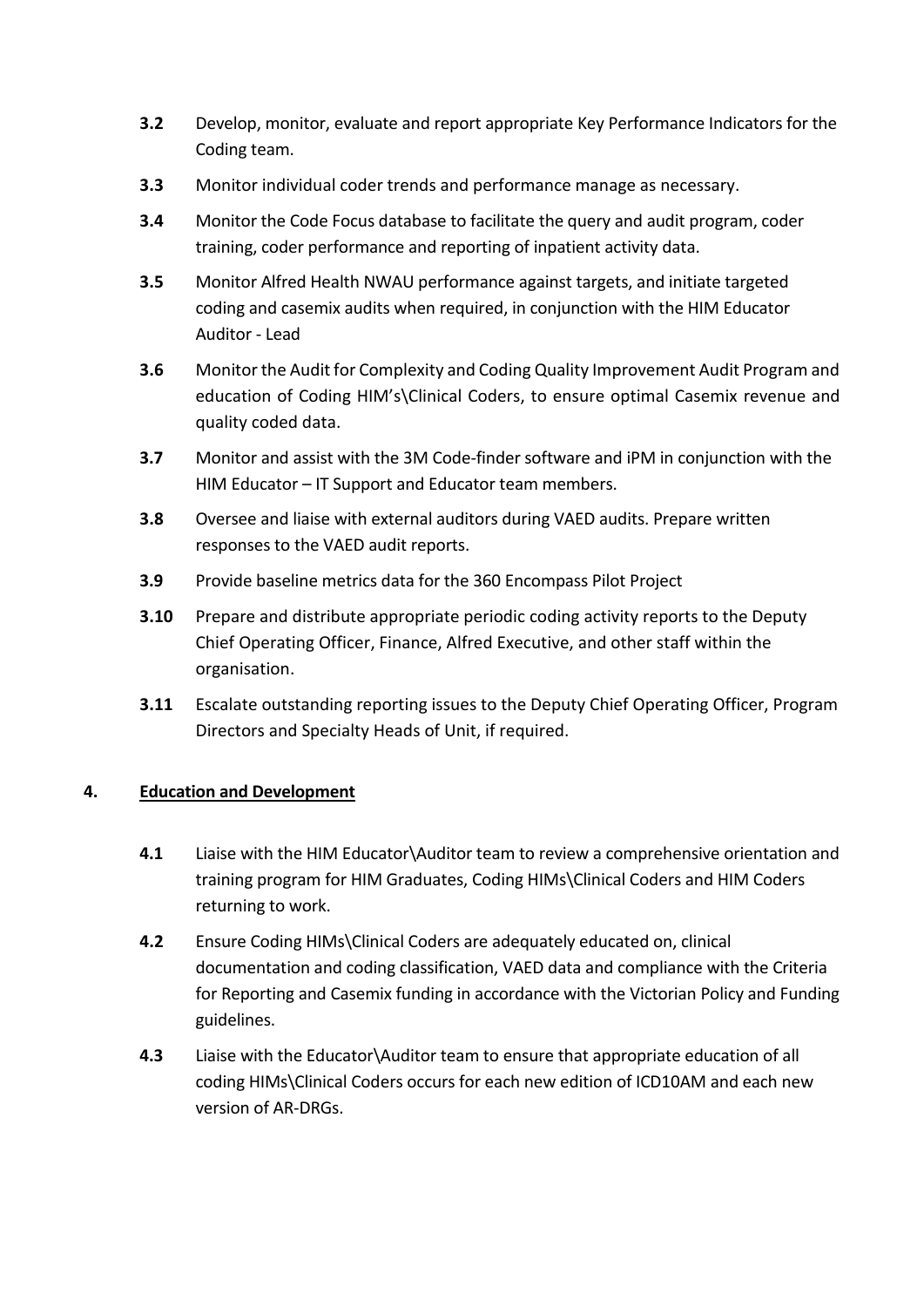**3.2** Develop, monitor, evaluate and report appropriate Key Performance Indicators for the Coding team.

**3.3** Monitor individual coder trends and performance manage as necessary.

**3.4** Monitor the Code Focus database to facilitate the query and audit program, coder training, coder performance and reporting of inpatient activity data.

**3.5** Monitor Alfred Health NWAU performance against targets, and initiate targeted coding and casemix audits when required, in conjunction with the HIM Educator Auditor - Lead

**3.6** Monitor the Audit for Complexity and Coding Quality Improvement Audit Program and education of Coding HIM's\Clinical Coders, to ensure optimal Casemix revenue and quality coded data.

**3.7** Monitor and assist with the 3M Code-finder software and iPM in conjunction with the HIM Educator – IT Support and Educator team members.

**3.8** Oversee and liaise with external auditors during VAED audits. Prepare written responses to the VAED audit reports.

**3.9** Provide baseline metrics data for the 360 Encompass Pilot Project

**3.10** Prepare and distribute appropriate periodic coding activity reports to the Deputy Chief Operating Officer, Finance, Alfred Executive, and other staff within the organisation.

**3.11** Escalate outstanding reporting issues to the Deputy Chief Operating Officer, Program Directors and Specialty Heads of Unit, if required.

## 4. Education and Development

**4.1** Liaise with the HIM Educator\Auditor team to review a comprehensive orientation and training program for HIM Graduates, Coding HIMs\Clinical Coders and HIM Coders returning to work.

**4.2** Ensure Coding HIMs\Clinical Coders are adequately educated on, clinical documentation and coding classification, VAED data and compliance with the Criteria for Reporting and Casemix funding in accordance with the Victorian Policy and Funding guidelines.

**4.3** Liaise with the Educator\Auditor team to ensure that appropriate education of all coding HIMs\Clinical Coders occurs for each new edition of ICD10AM and each new version of AR-DRGs.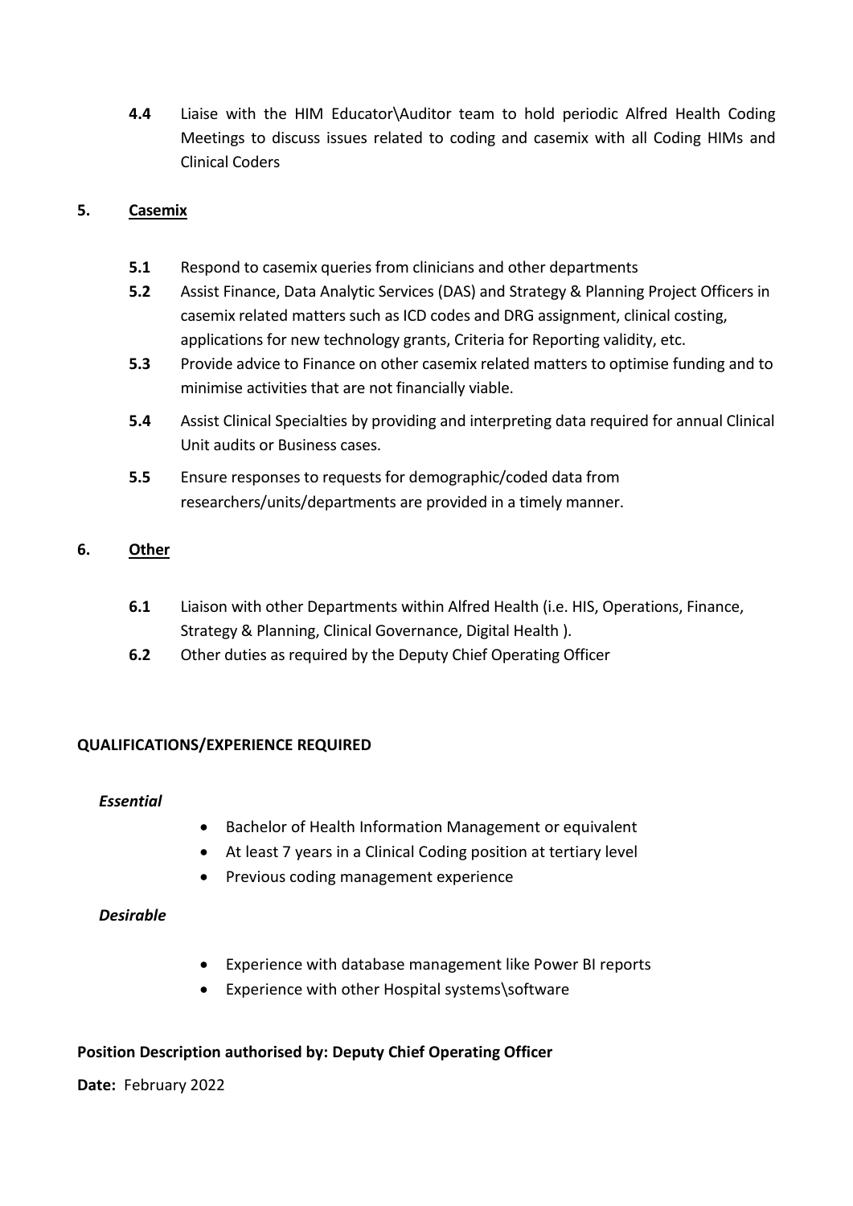**4.4** Liaise with the HIM Educator\Auditor team to hold periodic Alfred Health Coding Meetings to discuss issues related to coding and casemix with all Coding HIMs and Clinical Coders

## 5. Casemix

**5.1** Respond to casemix queries from clinicians and other departments

**5.2** Assist Finance, Data Analytic Services (DAS) and Strategy & Planning Project Officers in casemix related matters such as ICD codes and DRG assignment, clinical costing, applications for new technology grants, Criteria for Reporting validity, etc.

**5.3** Provide advice to Finance on other casemix related matters to optimise funding and to minimise activities that are not financially viable.

**5.4** Assist Clinical Specialties by providing and interpreting data required for annual Clinical Unit audits or Business cases.

**5.5** Ensure responses to requests for demographic/coded data from researchers/units/departments are provided in a timely manner.

## 6. Other

**6.1** Liaison with other Departments within Alfred Health (i.e. HIS, Operations, Finance, Strategy & Planning, Clinical Governance, Digital Health ).

**6.2** Other duties as required by the Deputy Chief Operating Officer

## QUALIFICATIONS/EXPERIENCE REQUIRED

***Essential***

- Bachelor of Health Information Management or equivalent
- At least 7 years in a Clinical Coding position at tertiary level
- Previous coding management experience

***Desirable***

- Experience with database management like Power BI reports
- Experience with other Hospital systems\software

**Position Description authorised by: Deputy Chief Operating Officer**

**Date:** February 2022